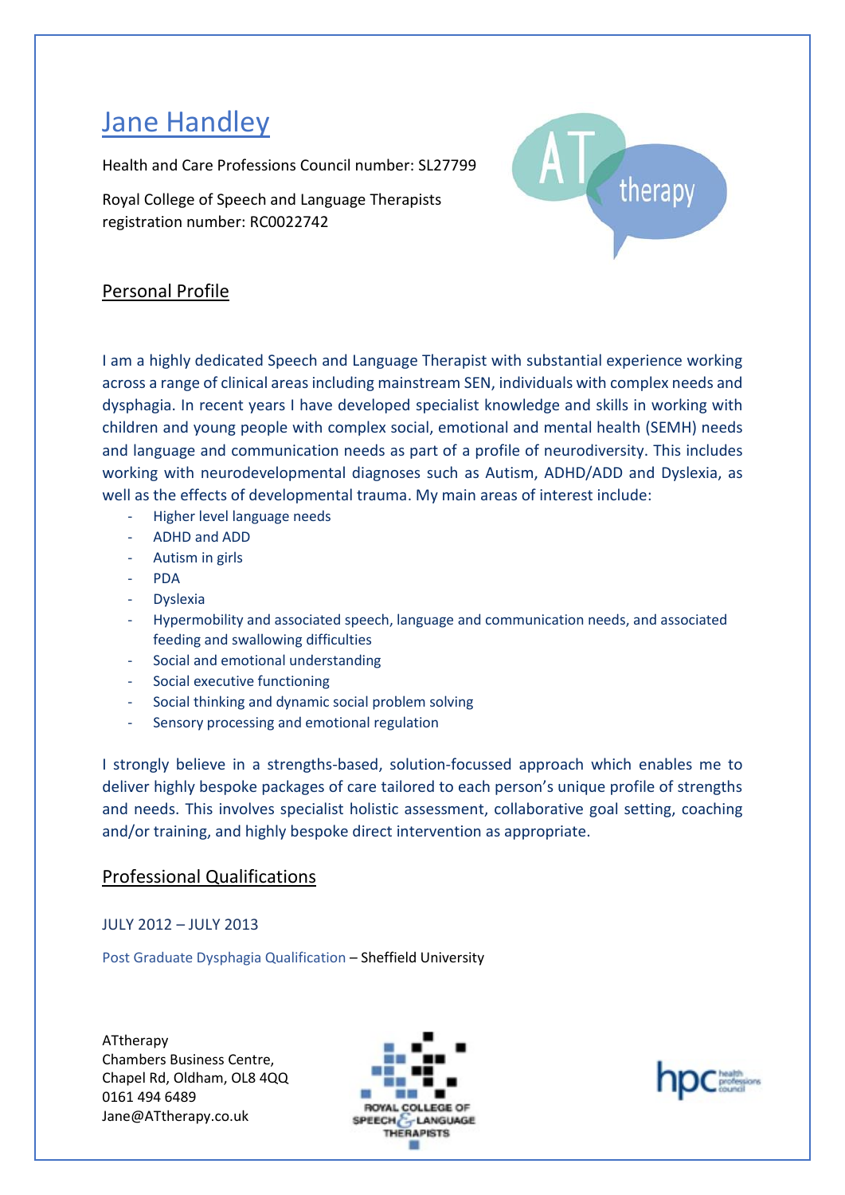# Jane Handley

Health and Care Professions Council number: SL27799

Royal College of Speech and Language Therapists registration number: RC0022742

## Personal Profile

I am a highly dedicated Speech and Language Therapist with substantial experience working across a range of clinical areas including mainstream SEN, individuals with complex needs and dysphagia. In recent years I have developed specialist knowledge and skills in working with children and young people with complex social, emotional and mental health (SEMH) needs and language and communication needs as part of a profile of neurodiversity. This includes working with neurodevelopmental diagnoses such as Autism, ADHD/ADD and Dyslexia, as well as the effects of developmental trauma. My main areas of interest include:

- Higher level language needs
- ADHD and ADD
- Autism in girls
- PDA
- Dyslexia
- Hypermobility and associated speech, language and communication needs, and associated feeding and swallowing difficulties
- Social and emotional understanding
- Social executive functioning
- Social thinking and dynamic social problem solving
- Sensory processing and emotional regulation

I strongly believe in a strengths-based, solution-focussed approach which enables me to deliver highly bespoke packages of care tailored to each person's unique profile of strengths and needs. This involves specialist holistic assessment, collaborative goal setting, coaching and/or training, and highly bespoke direct intervention as appropriate.

## Professional Qualifications

JULY 2012 – JULY 2013

Post Graduate Dysphagia Qualification – Sheffield University

ATtherapy
Chambers Business Centre,
Chapel Rd, Oldham, OL8 4QQ
0161 494 6489
Jane@ATtherapy.co.uk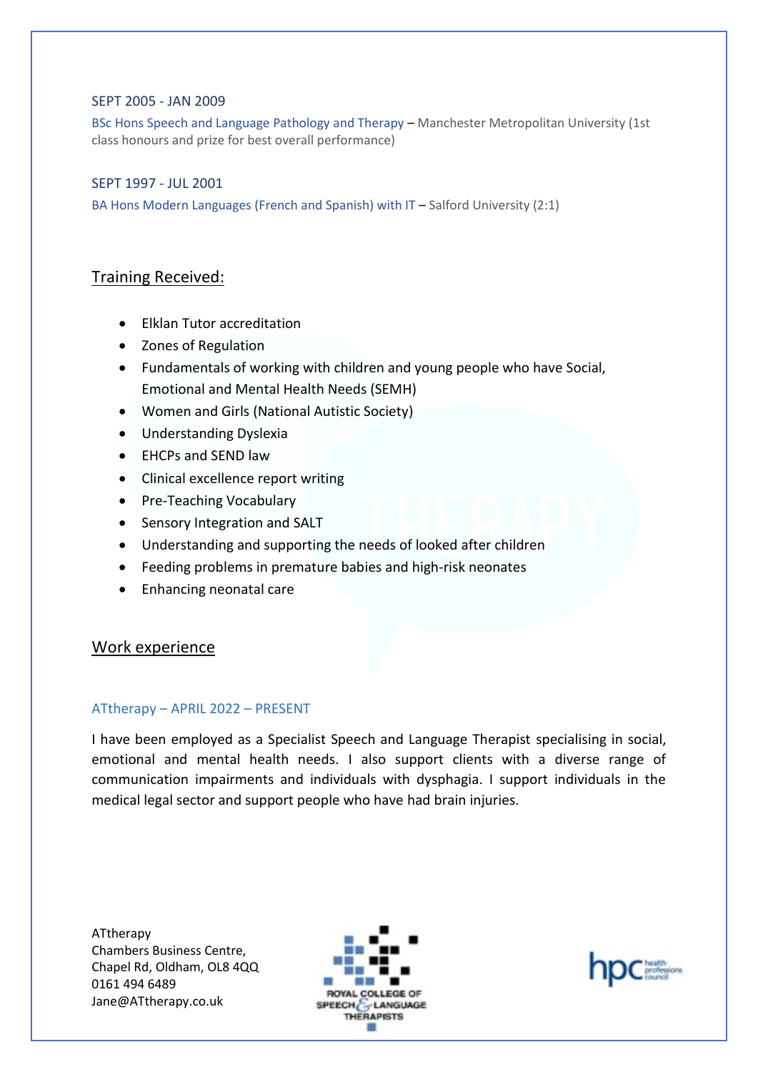SEPT 2005 - JAN 2009

BSc Hons Speech and Language Pathology and Therapy – Manchester Metropolitan University (1st class honours and prize for best overall performance)

SEPT 1997 - JUL 2001

BA Hons Modern Languages (French and Spanish) with IT – Salford University (2:1)

## Training Received:

- Elklan Tutor accreditation
- Zones of Regulation
- Fundamentals of working with children and young people who have Social, Emotional and Mental Health Needs (SEMH)
- Women and Girls (National Autistic Society)
- Understanding Dyslexia
- EHCPs and SEND law
- Clinical excellence report writing
- Pre-Teaching Vocabulary
- Sensory Integration and SALT
- Understanding and supporting the needs of looked after children
- Feeding problems in premature babies and high-risk neonates
- Enhancing neonatal care

## Work experience

ATtherapy – APRIL 2022 – PRESENT

I have been employed as a Specialist Speech and Language Therapist specialising in social, emotional and mental health needs. I also support clients with a diverse range of communication impairments and individuals with dysphagia. I support individuals in the medical legal sector and support people who have had brain injuries.

ATtherapy
Chambers Business Centre,
Chapel Rd, Oldham, OL8 4QQ
0161 494 6489
Jane@ATtherapy.co.uk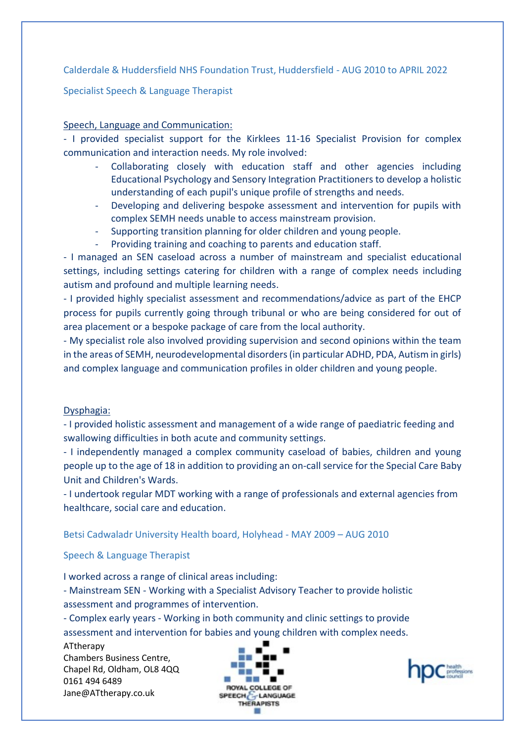### Calderdale & Huddersfield NHS Foundation Trust, Huddersfield - AUG 2010 to APRIL 2022

### Specialist Speech & Language Therapist

Speech, Language and Communication:

- I provided specialist support for the Kirklees 11-16 Specialist Provision for complex communication and interaction needs. My role involved:
    - Collaborating closely with education staff and other agencies including Educational Psychology and Sensory Integration Practitioners to develop a holistic understanding of each pupil's unique profile of strengths and needs.
    - Developing and delivering bespoke assessment and intervention for pupils with complex SEMH needs unable to access mainstream provision.
    - Supporting transition planning for older children and young people.
    - Providing training and coaching to parents and education staff.
- I managed an SEN caseload across a number of mainstream and specialist educational settings, including settings catering for children with a range of complex needs including autism and profound and multiple learning needs.
- I provided highly specialist assessment and recommendations/advice as part of the EHCP process for pupils currently going through tribunal or who are being considered for out of area placement or a bespoke package of care from the local authority.
- My specialist role also involved providing supervision and second opinions within the team in the areas of SEMH, neurodevelopmental disorders (in particular ADHD, PDA, Autism in girls) and complex language and communication profiles in older children and young people.

Dysphagia:

- I provided holistic assessment and management of a wide range of paediatric feeding and swallowing difficulties in both acute and community settings.
- I independently managed a complex community caseload of babies, children and young people up to the age of 18 in addition to providing an on-call service for the Special Care Baby Unit and Children's Wards.
- I undertook regular MDT working with a range of professionals and external agencies from healthcare, social care and education.

### Betsi Cadwaladr University Health board, Holyhead - MAY 2009 – AUG 2010

### Speech & Language Therapist

I worked across a range of clinical areas including:

- Mainstream SEN - Working with a Specialist Advisory Teacher to provide holistic assessment and programmes of intervention.
- Complex early years - Working in both community and clinic settings to provide assessment and intervention for babies and young children with complex needs.

ATtherapy
Chambers Business Centre,
Chapel Rd, Oldham, OL8 4QQ
0161 494 6489
Jane@ATtherapy.co.uk

ROYAL COLLEGE OF SPEECH & LANGUAGE THERAPISTS

hpc health professions council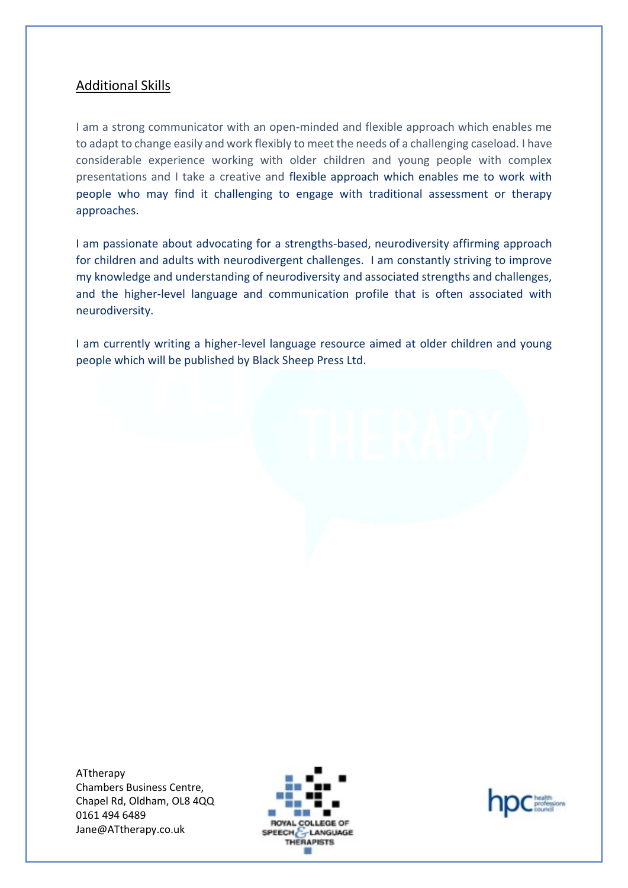## Additional Skills

I am a strong communicator with an open-minded and flexible approach which enables me to adapt to change easily and work flexibly to meet the needs of a challenging caseload. I have considerable experience working with older children and young people with complex presentations and I take a creative and flexible approach which enables me to work with people who may find it challenging to engage with traditional assessment or therapy approaches.

I am passionate about advocating for a strengths-based, neurodiversity affirming approach for children and adults with neurodivergent challenges. I am constantly striving to improve my knowledge and understanding of neurodiversity and associated strengths and challenges, and the higher-level language and communication profile that is often associated with neurodiversity.

I am currently writing a higher-level language resource aimed at older children and young people which will be published by Black Sheep Press Ltd.

ATtherapy
Chambers Business Centre,
Chapel Rd, Oldham, OL8 4QQ
0161 494 6489
Jane@ATtherapy.co.uk

ROYAL COLLEGE OF SPEECH & LANGUAGE THERAPISTS

hpc health professions council